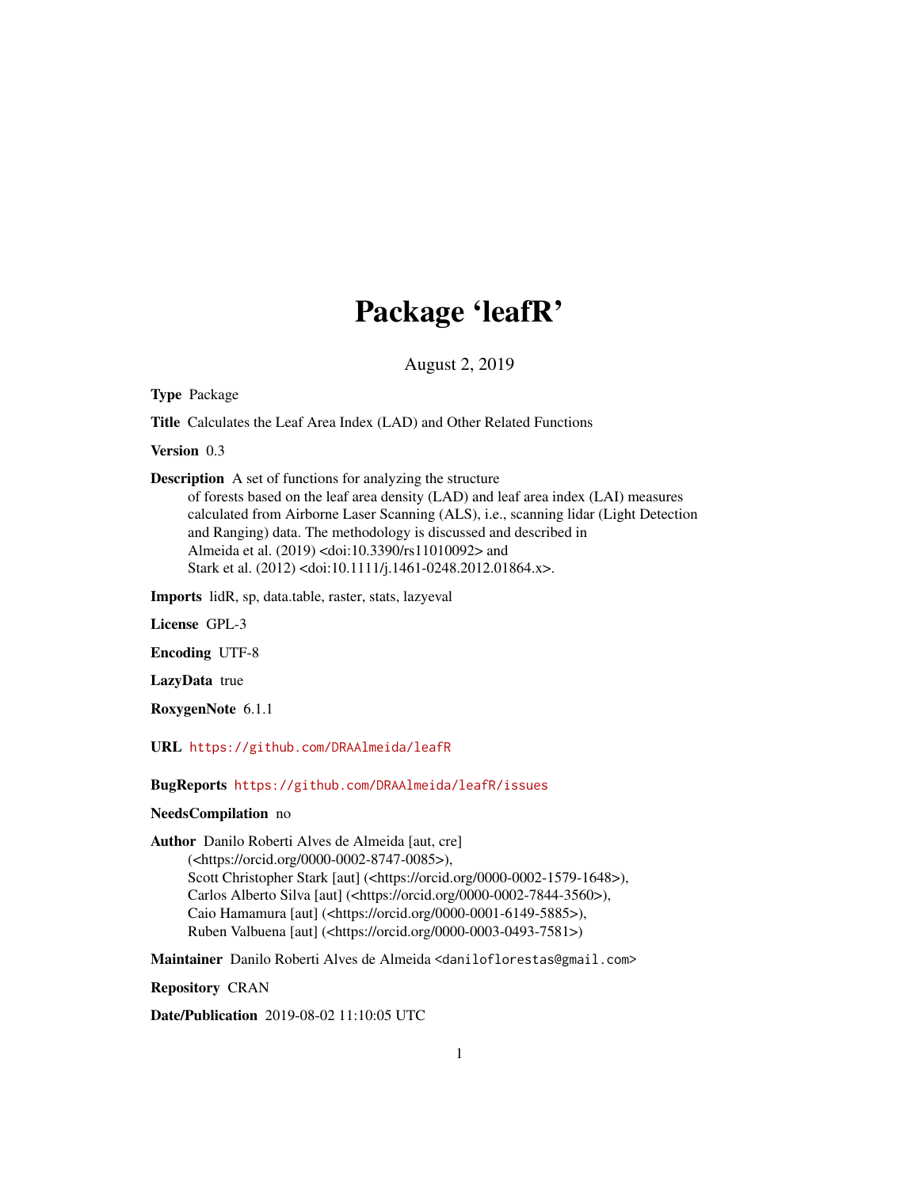# Package 'leafR'

August 2, 2019

**Type** Package

**Title** Calculates the Leaf Area Index (LAD) and Other Related Functions

**Version** 0.3

**Description** A set of functions for analyzing the structure of forests based on the leaf area density (LAD) and leaf area index (LAI) measures calculated from Airborne Laser Scanning (ALS), i.e., scanning lidar (Light Detection and Ranging) data. The methodology is discussed and described in Almeida et al. (2019) <doi:10.3390/rs11010092> and Stark et al. (2012) <doi:10.1111/j.1461-0248.2012.01864.x>.

**Imports** lidR, sp, data.table, raster, stats, lazyeval

**License** GPL-3

**Encoding** UTF-8

**LazyData** true

**RoxygenNote** 6.1.1

**URL** https://github.com/DRAAlmeida/leafR

**BugReports** https://github.com/DRAAlmeida/leafR/issues

**NeedsCompilation** no

**Author** Danilo Roberti Alves de Almeida [aut, cre] (<https://orcid.org/0000-0002-8747-0085>), Scott Christopher Stark [aut] (<https://orcid.org/0000-0002-1579-1648>), Carlos Alberto Silva [aut] (<https://orcid.org/0000-0002-7844-3560>), Caio Hamamura [aut] (<https://orcid.org/0000-0001-6149-5885>), Ruben Valbuena [aut] (<https://orcid.org/0000-0003-0493-7581>)

**Maintainer** Danilo Roberti Alves de Almeida <daniloflorestas@gmail.com>

**Repository** CRAN

**Date/Publication** 2019-08-02 11:10:05 UTC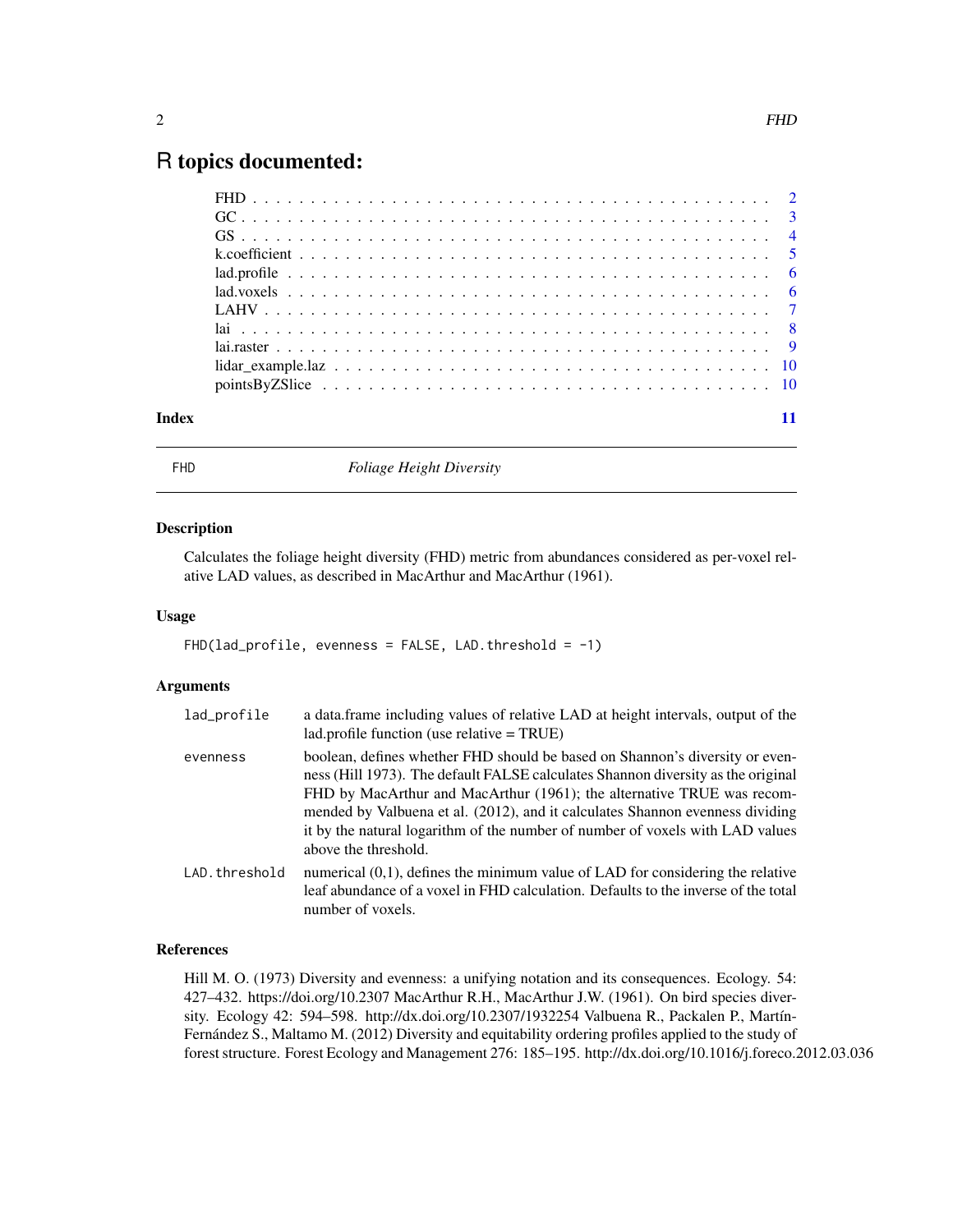# R topics documented:

- FHD . . . . . . . . . . . . . . . . . . . . . . . . . . . . . . . . . . . . . . . . . . . 2
- GC . . . . . . . . . . . . . . . . . . . . . . . . . . . . . . . . . . . . . . . . . . . . 3
- GS . . . . . . . . . . . . . . . . . . . . . . . . . . . . . . . . . . . . . . . . . . . . 4
- k.coefficient . . . . . . . . . . . . . . . . . . . . . . . . . . . . . . . . . . . . . . . 5
- lad.profile . . . . . . . . . . . . . . . . . . . . . . . . . . . . . . . . . . . . . . . . 6
- lad.voxels . . . . . . . . . . . . . . . . . . . . . . . . . . . . . . . . . . . . . . . . 6
- LAHV . . . . . . . . . . . . . . . . . . . . . . . . . . . . . . . . . . . . . . . . . . . 7
- lai . . . . . . . . . . . . . . . . . . . . . . . . . . . . . . . . . . . . . . . . . . . . 8
- lai.raster . . . . . . . . . . . . . . . . . . . . . . . . . . . . . . . . . . . . . . . . 9
- lidar_example.laz . . . . . . . . . . . . . . . . . . . . . . . . . . . . . . . . . . . . 10
- pointsByZSlice . . . . . . . . . . . . . . . . . . . . . . . . . . . . . . . . . . . . . 10

**Index** 11

---

## FHD — *Foliage Height Diversity*

### Description

Calculates the foliage height diversity (FHD) metric from abundances considered as per-voxel relative LAD values, as described in MacArthur and MacArthur (1961).

### Usage

```
FHD(lad_profile, evenness = FALSE, LAD.threshold = -1)
```

### Arguments

| | |
|---|---|
| `lad_profile` | a data.frame including values of relative LAD at height intervals, output of the lad.profile function (use relative = TRUE) |
| `evenness` | boolean, defines whether FHD should be based on Shannon's diversity or evenness (Hill 1973). The default FALSE calculates Shannon diversity as the original FHD by MacArthur and MacArthur (1961); the alternative TRUE was recommended by Valbuena et al. (2012), and it calculates Shannon evenness dividing it by the natural logarithm of the number of number of voxels with LAD values above the threshold. |
| `LAD.threshold` | numerical (0,1), defines the minimum value of LAD for considering the relative leaf abundance of a voxel in FHD calculation. Defaults to the inverse of the total number of voxels. |

### References

Hill M. O. (1973) Diversity and evenness: a unifying notation and its consequences. Ecology. 54: 427–432. https://doi.org/10.2307 MacArthur R.H., MacArthur J.W. (1961). On bird species diversity. Ecology 42: 594–598. http://dx.doi.org/10.2307/1932254 Valbuena R., Packalen P., Martín-Fernández S., Maltamo M. (2012) Diversity and equitability ordering profiles applied to the study of forest structure. Forest Ecology and Management 276: 185–195. http://dx.doi.org/10.1016/j.foreco.2012.03.036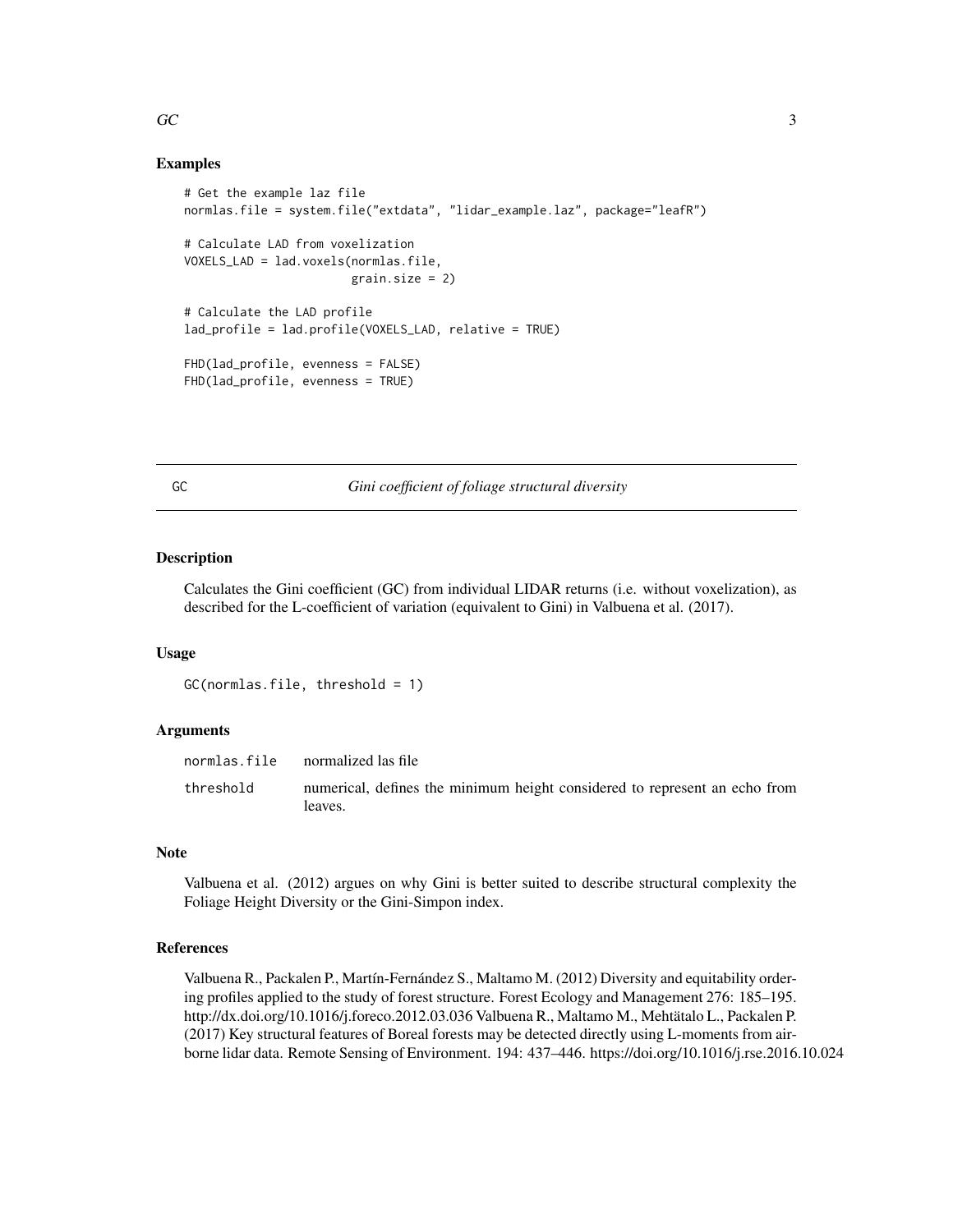## Examples

```
# Get the example laz file
normlas.file = system.file("extdata", "lidar_example.laz", package="leafR")

# Calculate LAD from voxelization
VOXELS_LAD = lad.voxels(normlas.file,
                        grain.size = 2)

# Calculate the LAD profile
lad_profile = lad.profile(VOXELS_LAD, relative = TRUE)

FHD(lad_profile, evenness = FALSE)
FHD(lad_profile, evenness = TRUE)
```

---

# GC — *Gini coefficient of foliage structural diversity*

## Description

Calculates the Gini coefficient (GC) from individual LIDAR returns (i.e. without voxelization), as described for the L-coefficient of variation (equivalent to Gini) in Valbuena et al. (2017).

## Usage

```
GC(normlas.file, threshold = 1)
```

## Arguments

| | |
|---|---|
| normlas.file | normalized las file |
| threshold | numerical, defines the minimum height considered to represent an echo from leaves. |

## Note

Valbuena et al. (2012) argues on why Gini is better suited to describe structural complexity the Foliage Height Diversity or the Gini-Simpon index.

## References

Valbuena R., Packalen P., Martín-Fernández S., Maltamo M. (2012) Diversity and equitability ordering profiles applied to the study of forest structure. Forest Ecology and Management 276: 185–195. http://dx.doi.org/10.1016/j.foreco.2012.03.036 Valbuena R., Maltamo M., Mehtätalo L., Packalen P. (2017) Key structural features of Boreal forests may be detected directly using L-moments from airborne lidar data. Remote Sensing of Environment. 194: 437–446. https://doi.org/10.1016/j.rse.2016.10.024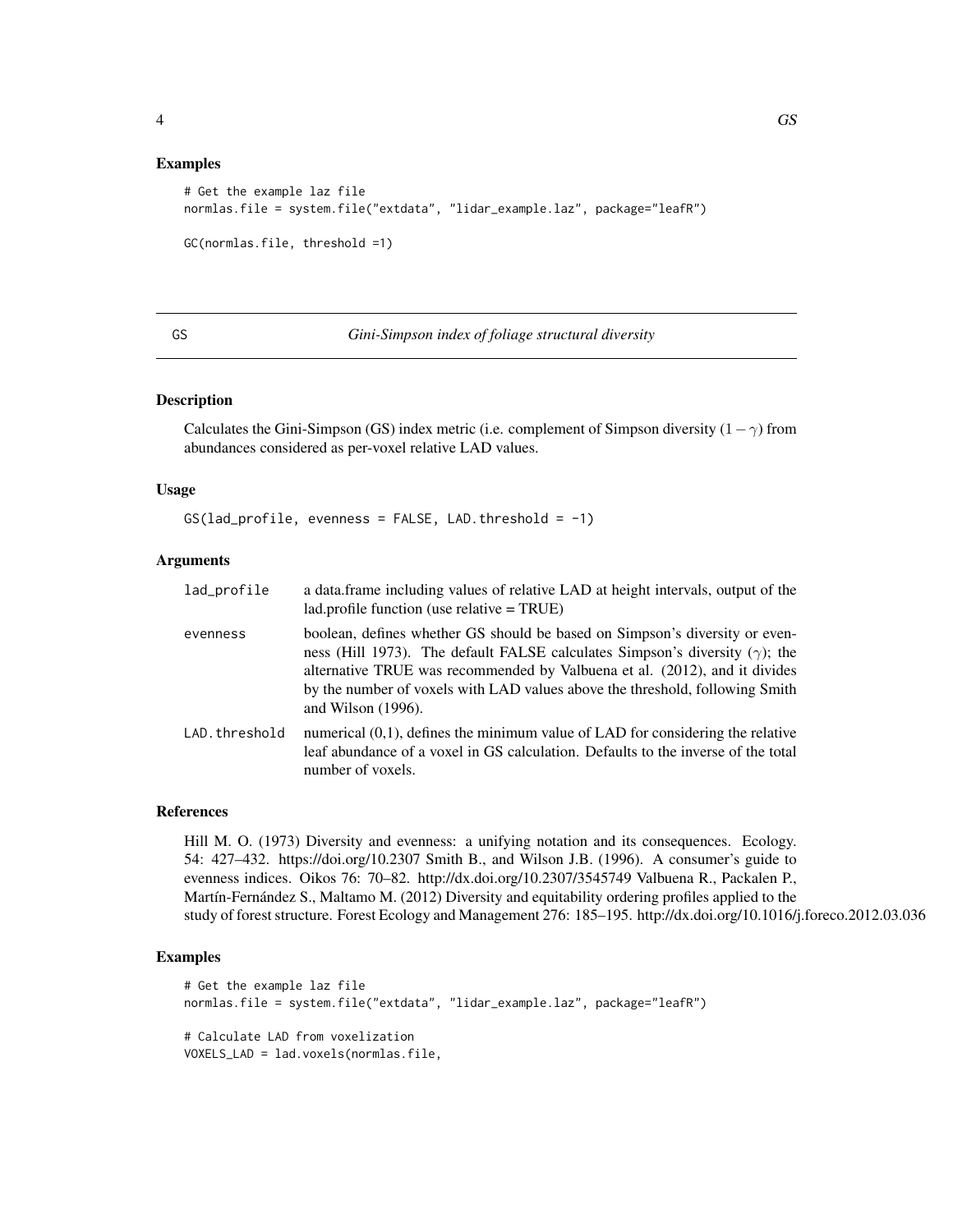### Examples

```
# Get the example laz file
normlas.file = system.file("extdata", "lidar_example.laz", package="leafR")

GC(normlas.file, threshold =1)
```

---

## GS — *Gini-Simpson index of foliage structural diversity*

---

### Description

Calculates the Gini-Simpson (GS) index metric (i.e. complement of Simpson diversity $(1-\gamma)$ from abundances considered as per-voxel relative LAD values.

### Usage

```
GS(lad_profile, evenness = FALSE, LAD.threshold = -1)
```

### Arguments

| | |
|---|---|
| lad_profile | a data.frame including values of relative LAD at height intervals, output of the lad.profile function (use relative = TRUE) |
| evenness | boolean, defines whether GS should be based on Simpson's diversity or evenness (Hill 1973). The default FALSE calculates Simpson's diversity ($\gamma$); the alternative TRUE was recommended by Valbuena et al. (2012), and it divides by the number of voxels with LAD values above the threshold, following Smith and Wilson (1996). |
| LAD.threshold | numerical (0,1), defines the minimum value of LAD for considering the relative leaf abundance of a voxel in GS calculation. Defaults to the inverse of the total number of voxels. |

### References

Hill M. O. (1973) Diversity and evenness: a unifying notation and its consequences. Ecology. 54: 427–432. https://doi.org/10.2307 Smith B., and Wilson J.B. (1996). A consumer's guide to evenness indices. Oikos 76: 70–82. http://dx.doi.org/10.2307/3545749 Valbuena R., Packalen P., Martín-Fernández S., Maltamo M. (2012) Diversity and equitability ordering profiles applied to the study of forest structure. Forest Ecology and Management 276: 185–195. http://dx.doi.org/10.1016/j.foreco.2012.03.036

### Examples

```
# Get the example laz file
normlas.file = system.file("extdata", "lidar_example.laz", package="leafR")

# Calculate LAD from voxelization
VOXELS_LAD = lad.voxels(normlas.file,
```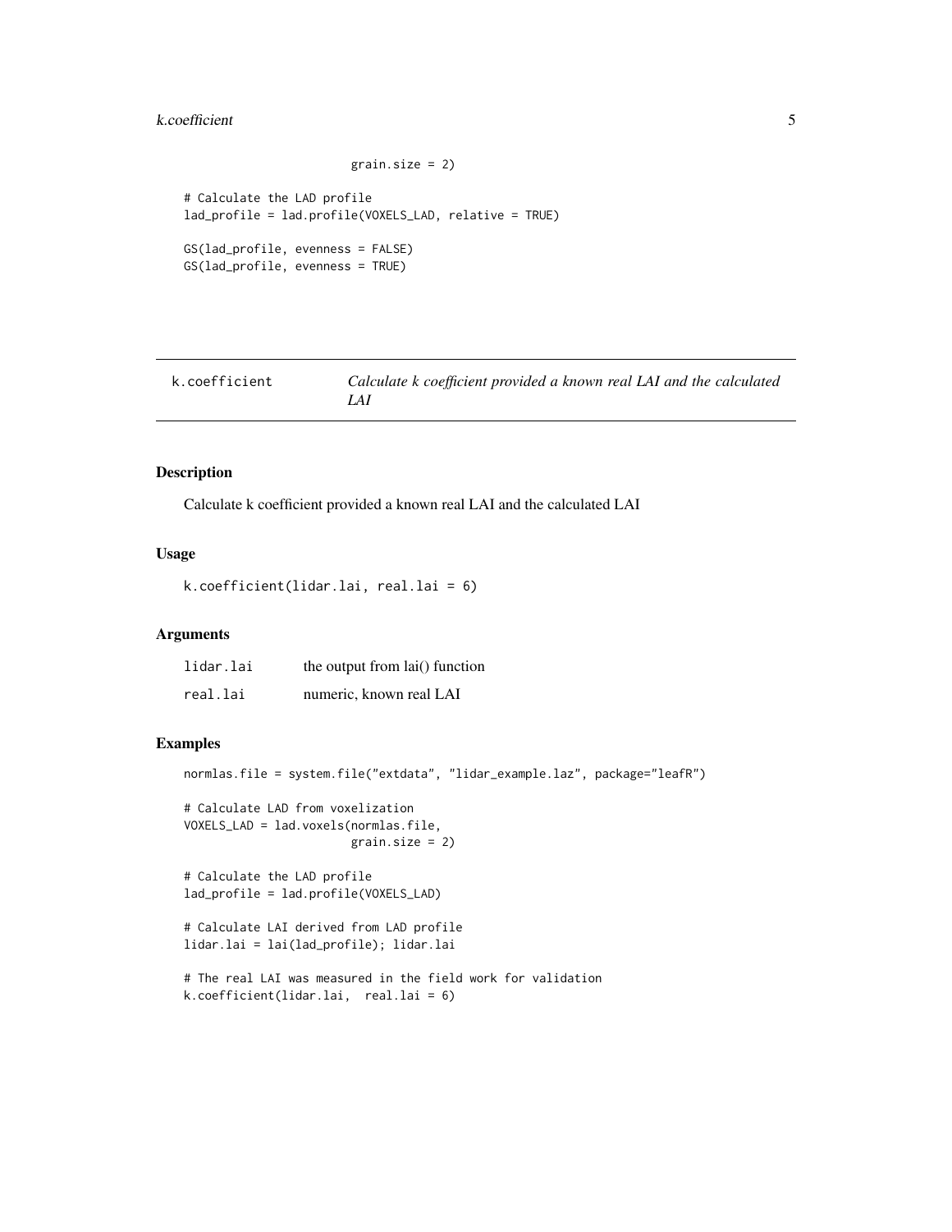```
                        grain.size = 2)

# Calculate the LAD profile
lad_profile = lad.profile(VOXELS_LAD, relative = TRUE)

GS(lad_profile, evenness = FALSE)
GS(lad_profile, evenness = TRUE)
```

---

## k.coefficient — *Calculate k coefficient provided a known real LAI and the calculated LAI*

---

### Description

Calculate k coefficient provided a known real LAI and the calculated LAI

### Usage

```
k.coefficient(lidar.lai, real.lai = 6)
```

### Arguments

| | |
|---|---|
| `lidar.lai` | the output from lai() function |
| `real.lai` | numeric, known real LAI |

### Examples

```
normlas.file = system.file("extdata", "lidar_example.laz", package="leafR")

# Calculate LAD from voxelization
VOXELS_LAD = lad.voxels(normlas.file,
                        grain.size = 2)

# Calculate the LAD profile
lad_profile = lad.profile(VOXELS_LAD)

# Calculate LAI derived from LAD profile
lidar.lai = lai(lad_profile); lidar.lai

# The real LAI was measured in the field work for validation
k.coefficient(lidar.lai,  real.lai = 6)
```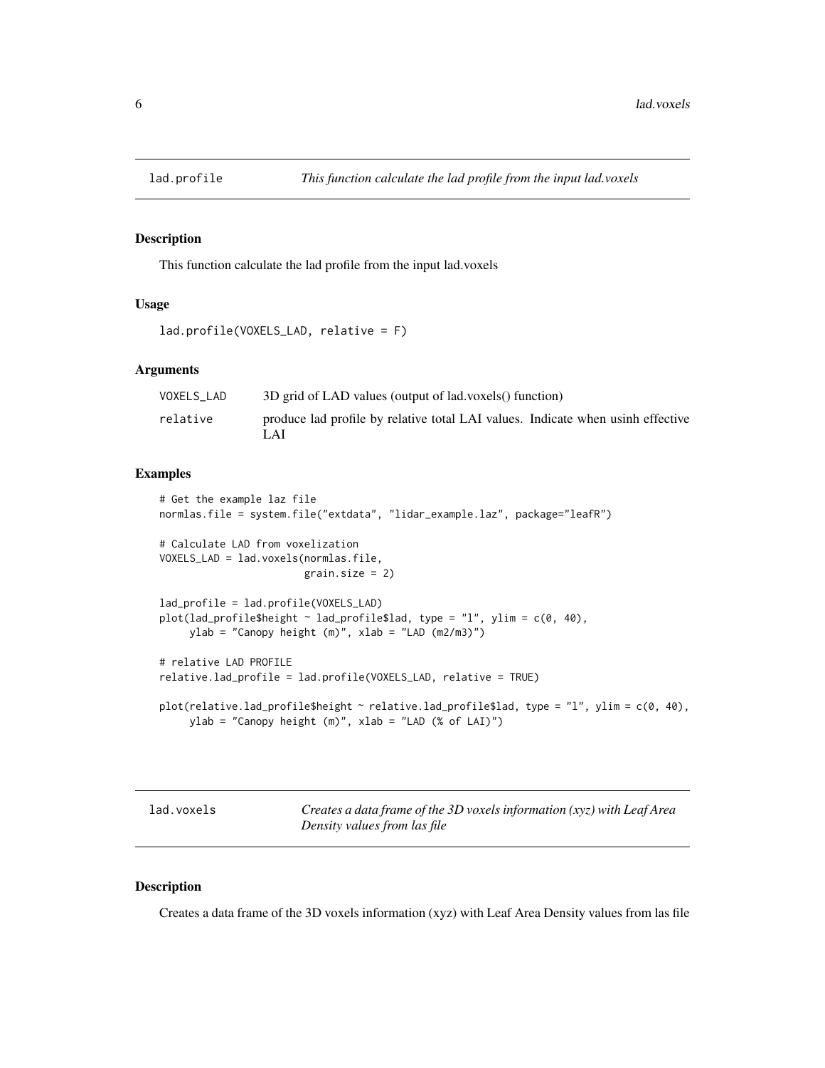## lad.profile *This function calculate the lad profile from the input lad.voxels*

### Description

This function calculate the lad profile from the input lad.voxels

### Usage

```
lad.profile(VOXELS_LAD, relative = F)
```

### Arguments

| | |
|---|---|
| VOXELS_LAD | 3D grid of LAD values (output of lad.voxels() function) |
| relative | produce lad profile by relative total LAI values. Indicate when usinh effective LAI |

### Examples

```
# Get the example laz file
normlas.file = system.file("extdata", "lidar_example.laz", package="leafR")

# Calculate LAD from voxelization
VOXELS_LAD = lad.voxels(normlas.file,
                        grain.size = 2)

lad_profile = lad.profile(VOXELS_LAD)
plot(lad_profile$height ~ lad_profile$lad, type = "l", ylim = c(0, 40),
     ylab = "Canopy height (m)", xlab = "LAD (m2/m3)")

# relative LAD PROFILE
relative.lad_profile = lad.profile(VOXELS_LAD, relative = TRUE)

plot(relative.lad_profile$height ~ relative.lad_profile$lad, type = "l", ylim = c(0, 40),
     ylab = "Canopy height (m)", xlab = "LAD (% of LAI)")
```

## lad.voxels *Creates a data frame of the 3D voxels information (xyz) with Leaf Area Density values from las file*

### Description

Creates a data frame of the 3D voxels information (xyz) with Leaf Area Density values from las file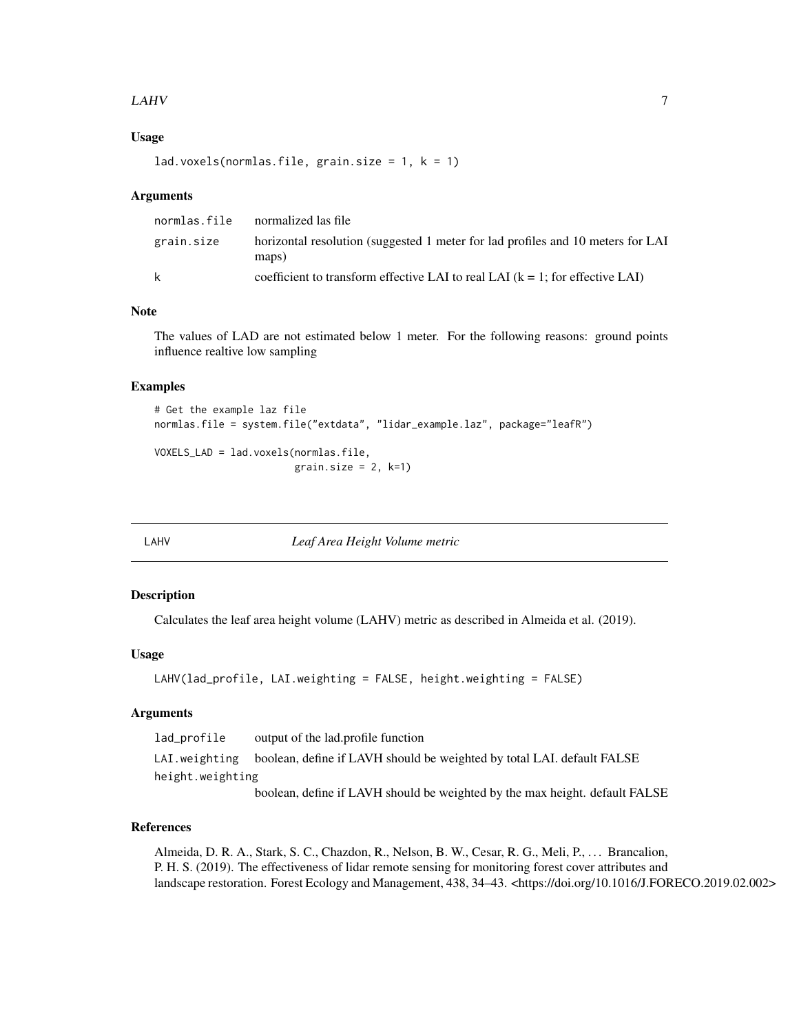### Usage

```
lad.voxels(normlas.file, grain.size = 1, k = 1)
```

### Arguments

| | |
|---|---|
| normlas.file | normalized las file |
| grain.size | horizontal resolution (suggested 1 meter for lad profiles and 10 meters for LAI maps) |
| k | coefficient to transform effective LAI to real LAI (k = 1; for effective LAI) |

### Note

The values of LAD are not estimated below 1 meter. For the following reasons: ground points influence realtive low sampling

### Examples

```
# Get the example laz file
normlas.file = system.file("extdata", "lidar_example.laz", package="leafR")

VOXELS_LAD = lad.voxels(normlas.file,
                        grain.size = 2, k=1)
```

---

## LAHV *Leaf Area Height Volume metric*

---

### Description

Calculates the leaf area height volume (LAHV) metric as described in Almeida et al. (2019).

### Usage

```
LAHV(lad_profile, LAI.weighting = FALSE, height.weighting = FALSE)
```

### Arguments

| | |
|---|---|
| lad_profile | output of the lad.profile function |
| LAI.weighting | boolean, define if LAVH should be weighted by total LAI. default FALSE |
| height.weighting | boolean, define if LAVH should be weighted by the max height. default FALSE |

### References

Almeida, D. R. A., Stark, S. C., Chazdon, R., Nelson, B. W., Cesar, R. G., Meli, P., … Brancalion, P. H. S. (2019). The effectiveness of lidar remote sensing for monitoring forest cover attributes and landscape restoration. Forest Ecology and Management, 438, 34–43. <https://doi.org/10.1016/J.FORECO.2019.02.002>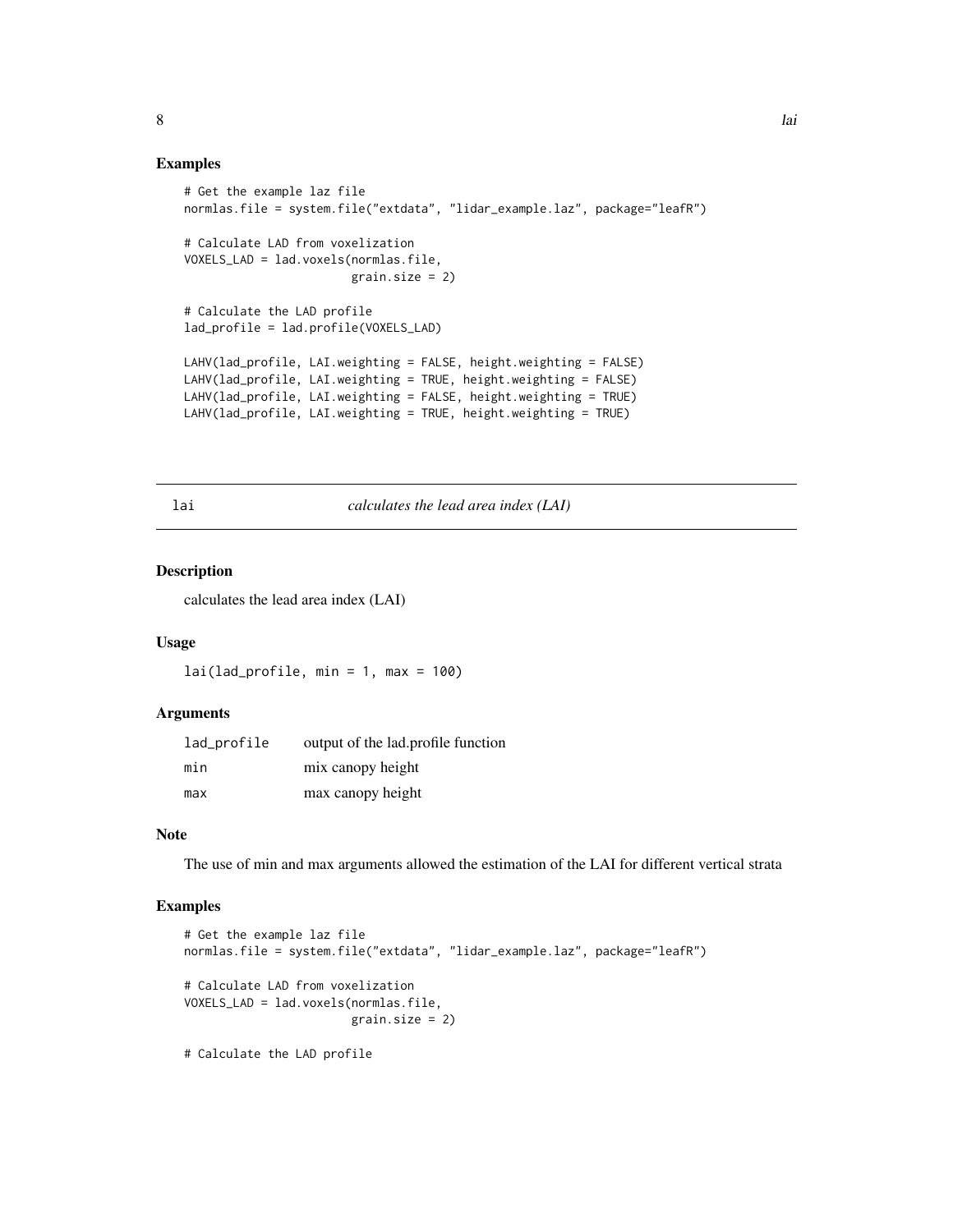### Examples

```
# Get the example laz file
normlas.file = system.file("extdata", "lidar_example.laz", package="leafR")

# Calculate LAD from voxelization
VOXELS_LAD = lad.voxels(normlas.file,
                        grain.size = 2)

# Calculate the LAD profile
lad_profile = lad.profile(VOXELS_LAD)

LAHV(lad_profile, LAI.weighting = FALSE, height.weighting = FALSE)
LAHV(lad_profile, LAI.weighting = TRUE, height.weighting = FALSE)
LAHV(lad_profile, LAI.weighting = FALSE, height.weighting = TRUE)
LAHV(lad_profile, LAI.weighting = TRUE, height.weighting = TRUE)
```

---

## lai *calculates the lead area index (LAI)*

---

### Description

calculates the lead area index (LAI)

### Usage

```
lai(lad_profile, min = 1, max = 100)
```

### Arguments

| | |
|---|---|
| lad_profile | output of the lad.profile function |
| min | mix canopy height |
| max | max canopy height |

### Note

The use of min and max arguments allowed the estimation of the LAI for different vertical strata

### Examples

```
# Get the example laz file
normlas.file = system.file("extdata", "lidar_example.laz", package="leafR")

# Calculate LAD from voxelization
VOXELS_LAD = lad.voxels(normlas.file,
                        grain.size = 2)

# Calculate the LAD profile
```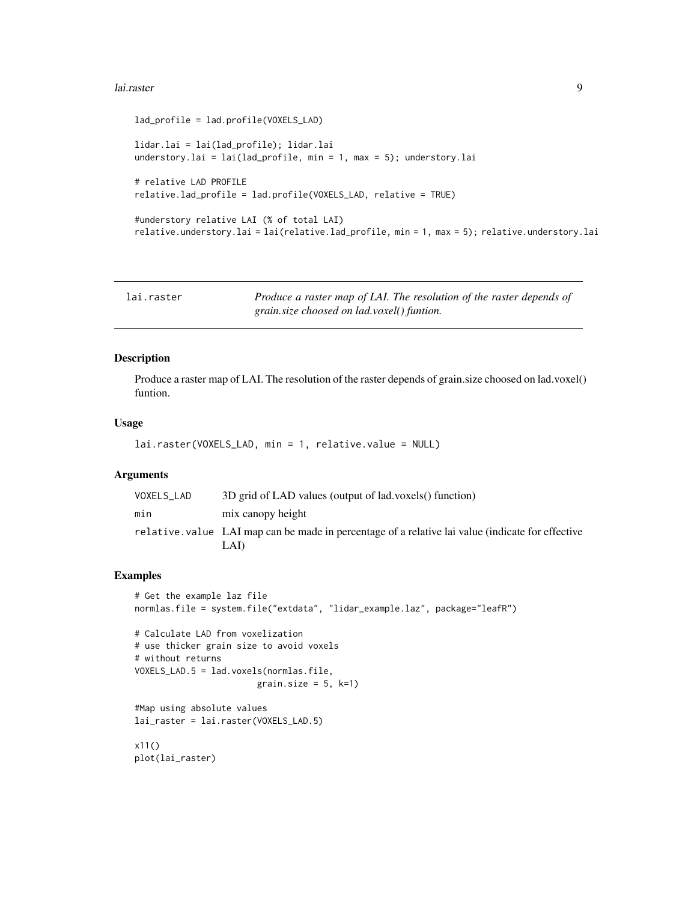```
lad_profile = lad.profile(VOXELS_LAD)

lidar.lai = lai(lad_profile); lidar.lai
understory.lai = lai(lad_profile, min = 1, max = 5); understory.lai

# relative LAD PROFILE
relative.lad_profile = lad.profile(VOXELS_LAD, relative = TRUE)

#understory relative LAI (% of total LAI)
relative.understory.lai = lai(relative.lad_profile, min = 1, max = 5); relative.understory.lai
```

---

## lai.raster — *Produce a raster map of LAI. The resolution of the raster depends of grain.size choosed on lad.voxel() funtion.*

---

### Description

Produce a raster map of LAI. The resolution of the raster depends of grain.size choosed on lad.voxel() funtion.

### Usage

```
lai.raster(VOXELS_LAD, min = 1, relative.value = NULL)
```

### Arguments

| | |
|---|---|
| VOXELS_LAD | 3D grid of LAD values (output of lad.voxels() function) |
| min | mix canopy height |
| relative.value | LAI map can be made in percentage of a relative lai value (indicate for effective LAI) |

### Examples

```
# Get the example laz file
normlas.file = system.file("extdata", "lidar_example.laz", package="leafR")

# Calculate LAD from voxelization
# use thicker grain size to avoid voxels
# without returns
VOXELS_LAD.5 = lad.voxels(normlas.file,
                        grain.size = 5, k=1)

#Map using absolute values
lai_raster = lai.raster(VOXELS_LAD.5)

x11()
plot(lai_raster)
```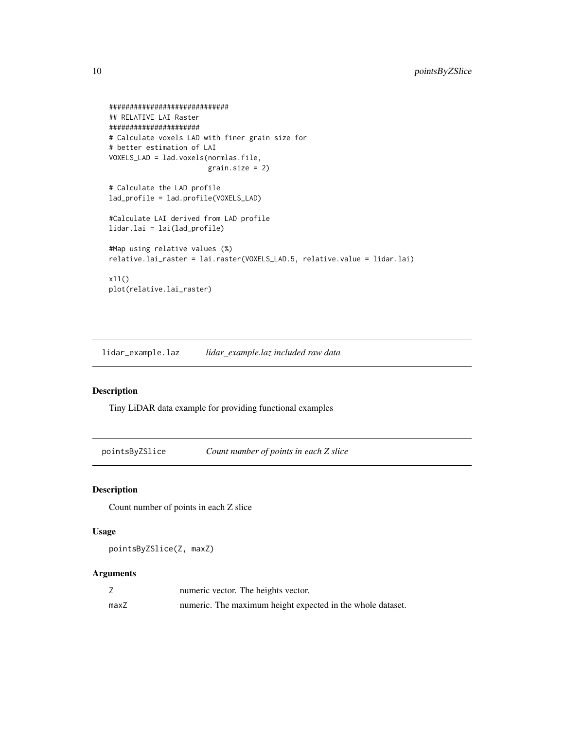```
############################
## RELATIVE LAI Raster
#####################
# Calculate voxels LAD with finer grain size for
# better estimation of LAI
VOXELS_LAD = lad.voxels(normlas.file,
                        grain.size = 2)

# Calculate the LAD profile
lad_profile = lad.profile(VOXELS_LAD)

#Calculate LAI derived from LAD profile
lidar.lai = lai(lad_profile)

#Map using relative values (%)
relative.lai_raster = lai.raster(VOXELS_LAD.5, relative.value = lidar.lai)

x11()
plot(relative.lai_raster)
```

## lidar_example.laz — *lidar_example.laz included raw data*

### Description

Tiny LiDAR data example for providing functional examples

## pointsByZSlice — *Count number of points in each Z slice*

### Description

Count number of points in each Z slice

### Usage

```
pointsByZSlice(Z, maxZ)
```

### Arguments

| | |
|---|---|
| Z | numeric vector. The heights vector. |
| maxZ | numeric. The maximum height expected in the whole dataset. |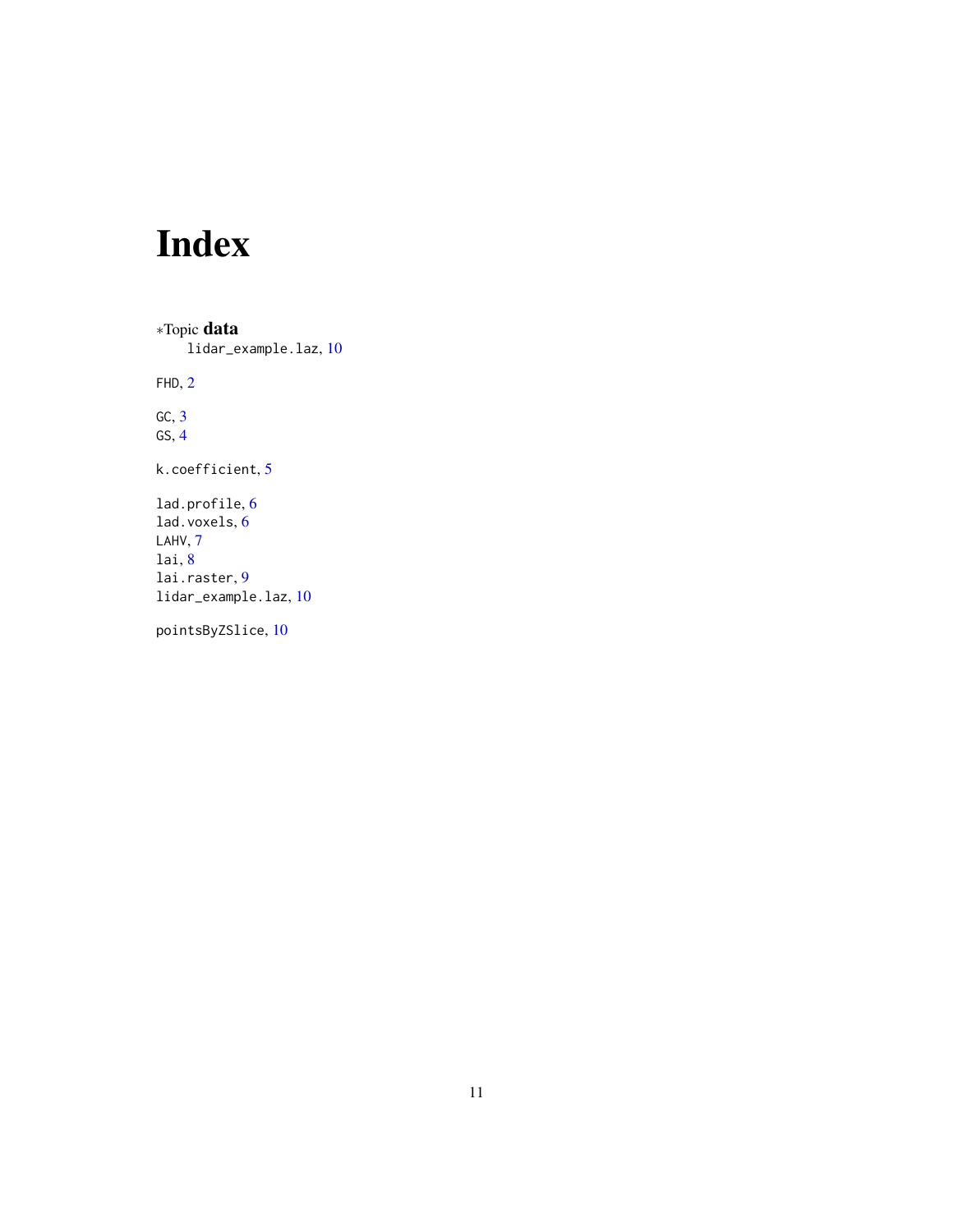# Index

∗Topic **data**
    lidar_example.laz, 10

FHD, 2

GC, 3
GS, 4

k.coefficient, 5

lad.profile, 6
lad.voxels, 6
LAHV, 7
lai, 8
lai.raster, 9
lidar_example.laz, 10

pointsByZSlice, 10